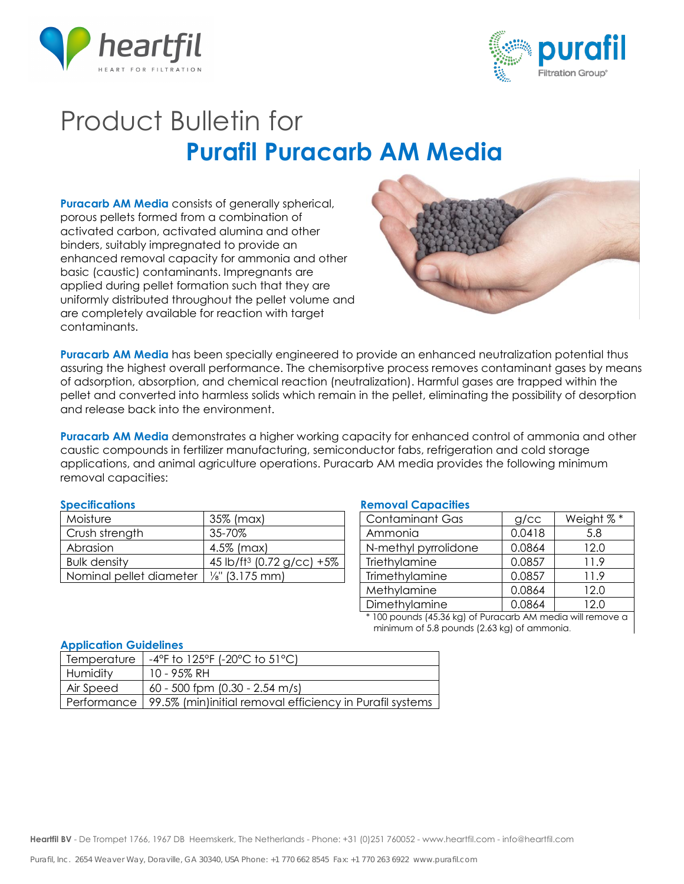# Product Bulletin for

## Purafil Puracarb AM Media

**Puracarb AM Media** consists of generally spherical, porous pellets formed from a combination of activated carbon, activated alumina and other binders, suitably impregnated to provide an enhanced removal capacity for ammonia and other basic (caustic) contaminants. Impregnants are applied during pellet formation such that they are uniformly distributed throughout the pellet volume and are completely available for reaction with target contaminants.

**Puracarb AM Media** has been specially engineered to provide an enhanced neutralization potential thus assuring the highest overall performance. The chemisorptive process removes contaminant gases by means of adsorption, absorption, and chemical reaction (neutralization). Harmful gases are trapped within the pellet and converted into harmless solids which remain in the pellet, eliminating the possibility of desorption and release back into the environment.

**Puracarb AM Media** demonstrates a higher working capacity for enhanced control of ammonia and other caustic compounds in fertilizer manufacturing, semiconductor fabs, refrigeration and cold storage applications, and animal agriculture operations. Puracarb AM media provides the following minimum removal capacities:

### Specifications

| Moisture | 35% (max) |
|---|---|
| Crush strength | 35-70% |
| Abrasion | 4.5% (max) |
| Bulk density | 45 lb/ft³ (0.72 g/cc) +5% |
| Nominal pellet diameter | ⅛" (3.175 mm) |

### Removal Capacities

| Contaminant Gas | g/cc | Weight % * |
|---|---|---|
| Ammonia | 0.0418 | 5.8 |
| N-methyl pyrrolidone | 0.0864 | 12.0 |
| Triethylamine | 0.0857 | 11.9 |
| Trimethylamine | 0.0857 | 11.9 |
| Methylamine | 0.0864 | 12.0 |
| Dimethylamine | 0.0864 | 12.0 |

* 100 pounds (45.36 kg) of Puracarb AM media will remove a minimum of 5.8 pounds (2.63 kg) of ammonia.

### Application Guidelines

| Temperature | -4°F to 125°F (-20°C to 51°C) |
|---|---|
| Humidity | 10 - 95% RH |
| Air Speed | 60 - 500 fpm (0.30 - 2.54 m/s) |
| Performance | 99.5% (min)initial removal efficiency in Purafil systems |

**Heartfil BV** - De Trompet 1766, 1967 DB Heemskerk, The Netherlands - Phone: +31 (0)251 760052 - www.heartfil.com - info@heartfil.com

Purafil, Inc. 2654 Weaver Way, Doraville, GA 30340, USA Phone: +1 770 662 8545 Fax: +1 770 263 6922 www.purafil.com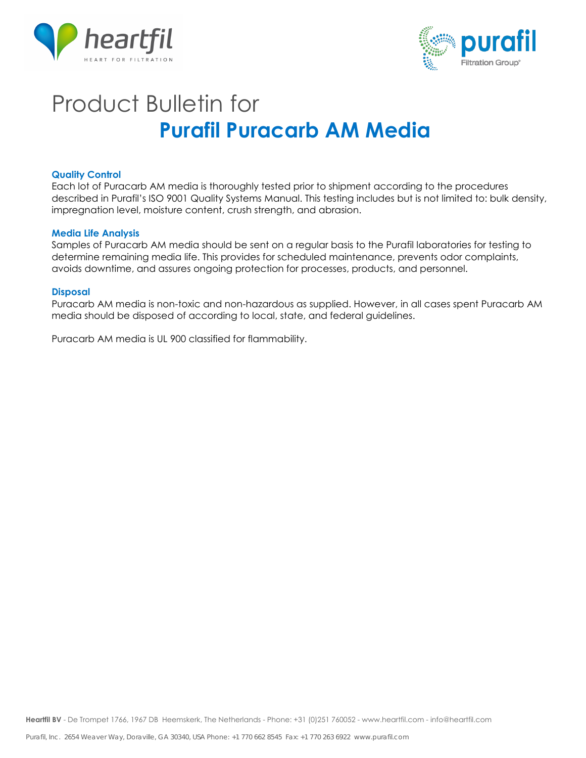# Product Bulletin for
## Purafil Puracarb AM Media

### Quality Control

Each lot of Puracarb AM media is thoroughly tested prior to shipment according to the procedures described in Purafil's ISO 9001 Quality Systems Manual. This testing includes but is not limited to: bulk density, impregnation level, moisture content, crush strength, and abrasion.

### Media Life Analysis

Samples of Puracarb AM media should be sent on a regular basis to the Purafil laboratories for testing to determine remaining media life. This provides for scheduled maintenance, prevents odor complaints, avoids downtime, and assures ongoing protection for processes, products, and personnel.

### Disposal

Puracarb AM media is non-toxic and non-hazardous as supplied. However, in all cases spent Puracarb AM media should be disposed of according to local, state, and federal guidelines.

Puracarb AM media is UL 900 classified for flammability.

**Heartfil BV** - De Trompet 1766, 1967 DB Heemskerk, The Netherlands - Phone: +31 (0)251 760052 - www.heartfil.com - info@heartfil.com

Purafil, Inc. 2654 Weaver Way, Doraville, GA 30340, USA Phone: +1 770 662 8545 Fax: +1 770 263 6922 www.purafil.com